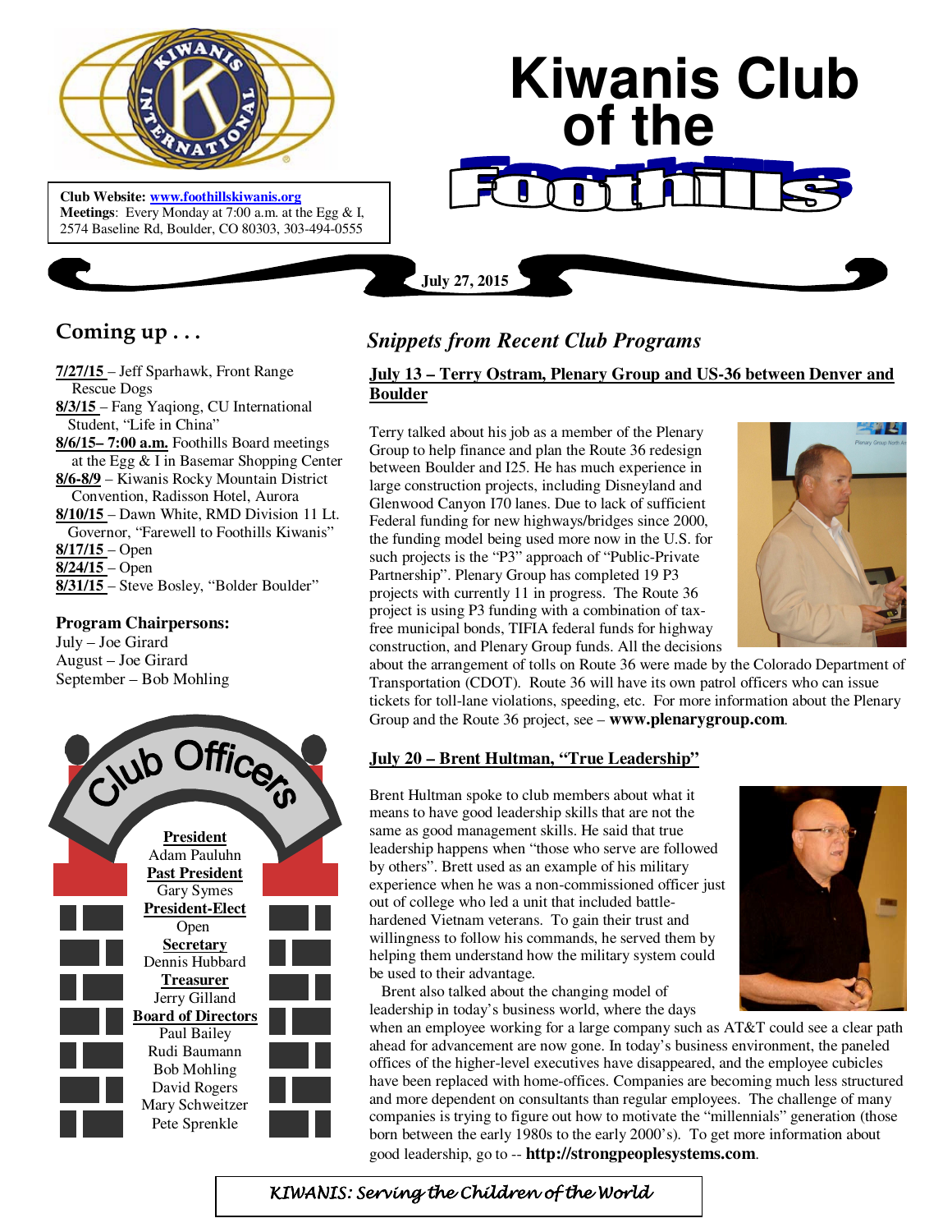# Kiwanis Club of the Foothills

**Club Website:** www.foothillskiwanis.org
**Meetings**: Every Monday at 7:00 a.m. at the Egg & I, 2574 Baseline Rd, Boulder, CO 80303, 303-494-0555

July 27, 2015

## Coming up . . .

**7/27/15** – Jeff Sparhawk, Front Range Rescue Dogs
**8/3/15** – Fang Yaqiong, CU International Student, "Life in China"
**8/6/15– 7:00 a.m.** Foothills Board meetings at the Egg & I in Basemar Shopping Center
**8/6-8/9** – Kiwanis Rocky Mountain District Convention, Radisson Hotel, Aurora
**8/10/15** – Dawn White, RMD Division 11 Lt. Governor, "Farewell to Foothills Kiwanis"
**8/17/15** – Open
**8/24/15** – Open
**8/31/15** – Steve Bosley, "Bolder Boulder"

**Program Chairpersons:**
July – Joe Girard
August – Joe Girard
September – Bob Mohling

## Club Officers

**President**
Adam Pauluhn
**Past President**
Gary Symes
**President-Elect**
Open
**Secretary**
Dennis Hubbard
**Treasurer**
Jerry Gilland
**Board of Directors**
Paul Bailey
Rudi Baumann
Bob Mohling
David Rogers
Mary Schweitzer
Pete Sprenkle

## *Snippets from Recent Club Programs*

### July 13 – Terry Ostram, Plenary Group and US-36 between Denver and Boulder

Terry talked about his job as a member of the Plenary Group to help finance and plan the Route 36 redesign between Boulder and I25. He has much experience in large construction projects, including Disneyland and Glenwood Canyon I70 lanes. Due to lack of sufficient Federal funding for new highways/bridges since 2000, the funding model being used more now in the U.S. for such projects is the "P3" approach of "Public-Private Partnership". Plenary Group has completed 19 P3 projects with currently 11 in progress. The Route 36 project is using P3 funding with a combination of tax-free municipal bonds, TIFIA federal funds for highway construction, and Plenary Group funds. All the decisions about the arrangement of tolls on Route 36 were made by the Colorado Department of Transportation (CDOT). Route 36 will have its own patrol officers who can issue tickets for toll-lane violations, speeding, etc. For more information about the Plenary Group and the Route 36 project, see – **www.plenarygroup.com**.

### July 20 – Brent Hultman, "True Leadership"

Brent Hultman spoke to club members about what it means to have good leadership skills that are not the same as good management skills. He said that true leadership happens when "those who serve are followed by others". Brett used as an example of his military experience when he was a non-commissioned officer just out of college who led a unit that included battle-hardened Vietnam veterans. To gain their trust and willingness to follow his commands, he served them by helping them understand how the military system could be used to their advantage.

Brent also talked about the changing model of leadership in today's business world, where the days when an employee working for a large company such as AT&T could see a clear path ahead for advancement are now gone. In today's business environment, the paneled offices of the higher-level executives have disappeared, and the employee cubicles have been replaced with home-offices. Companies are becoming much less structured and more dependent on consultants than regular employees. The challenge of many companies is trying to figure out how to motivate the "millennials" generation (those born between the early 1980s to the early 2000's). To get more information about good leadership, go to -- **http://strongpeoplesystems.com**.

*KIWANIS: Serving the Children of the World*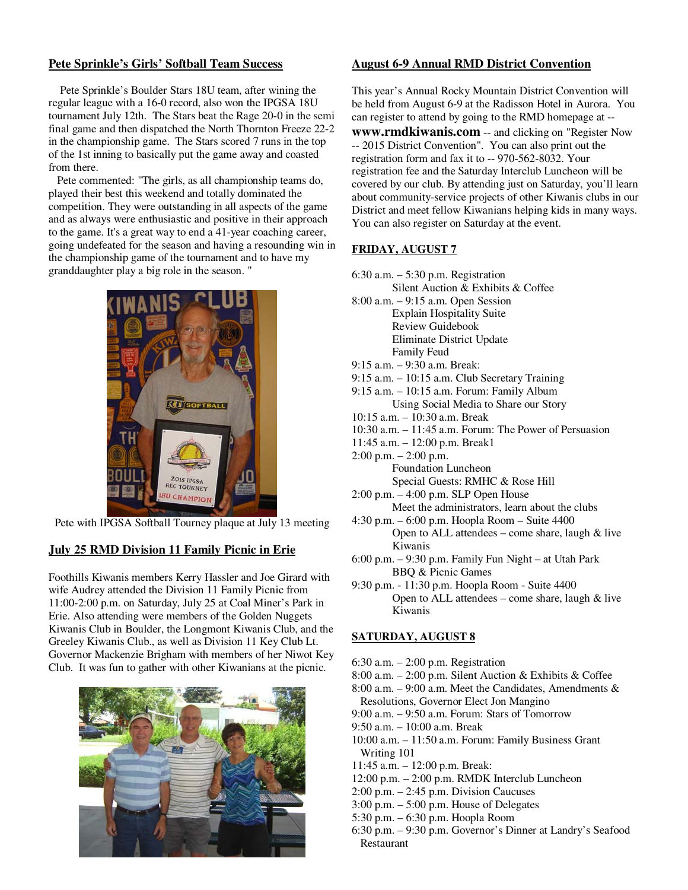## Pete Sprinkle's Girls' Softball Team Success

Pete Sprinkle's Boulder Stars 18U team, after wining the regular league with a 16-0 record, also won the IPGSA 18U tournament July 12th. The Stars beat the Rage 20-0 in the semi final game and then dispatched the North Thornton Freeze 22-2 in the championship game. The Stars scored 7 runs in the top of the 1st inning to basically put the game away and coasted from there.

Pete commented: "The girls, as all championship teams do, played their best this weekend and totally dominated the competition. They were outstanding in all aspects of the game and as always were enthusiastic and positive in their approach to the game. It's a great way to end a 41-year coaching career, going undefeated for the season and having a resounding win in the championship game of the tournament and to have my granddaughter play a big role in the season. "

Pete with IPGSA Softball Tourney plaque at July 13 meeting

## July 25 RMD Division 11 Family Picnic in Erie

Foothills Kiwanis members Kerry Hassler and Joe Girard with wife Audrey attended the Division 11 Family Picnic from 11:00-2:00 p.m. on Saturday, July 25 at Coal Miner's Park in Erie. Also attending were members of the Golden Nuggets Kiwanis Club in Boulder, the Longmont Kiwanis Club, and the Greeley Kiwanis Club., as well as Division 11 Key Club Lt. Governor Mackenzie Brigham with members of her Niwot Key Club. It was fun to gather with other Kiwanians at the picnic.

## August 6-9 Annual RMD District Convention

This year's Annual Rocky Mountain District Convention will be held from August 6-9 at the Radisson Hotel in Aurora. You can register to attend by going to the RMD homepage at -- **www.rmdkiwanis.com** -- and clicking on "Register Now -- 2015 District Convention". You can also print out the registration form and fax it to -- 970-562-8032. Your registration fee and the Saturday Interclub Luncheon will be covered by our club. By attending just on Saturday, you'll learn about community-service projects of other Kiwanis clubs in our District and meet fellow Kiwanians helping kids in many ways. You can also register on Saturday at the event.

### FRIDAY, AUGUST 7

6:30 a.m. – 5:30 p.m. Registration
Silent Auction & Exhibits & Coffee
8:00 a.m. – 9:15 a.m. Open Session
Explain Hospitality Suite
Review Guidebook
Eliminate District Update
Family Feud
9:15 a.m. – 9:30 a.m. Break:
9:15 a.m. – 10:15 a.m. Club Secretary Training
9:15 a.m. – 10:15 a.m. Forum: Family Album
Using Social Media to Share our Story
10:15 a.m. – 10:30 a.m. Break
10:30 a.m. – 11:45 a.m. Forum: The Power of Persuasion
11:45 a.m. – 12:00 p.m. Break1
2:00 p.m. – 2:00 p.m.
Foundation Luncheon
Special Guests: RMHC & Rose Hill
2:00 p.m. – 4:00 p.m. SLP Open House
Meet the administrators, learn about the clubs
4:30 p.m. – 6:00 p.m. Hoopla Room – Suite 4400
Open to ALL attendees – come share, laugh & live Kiwanis
6:00 p.m. – 9:30 p.m. Family Fun Night – at Utah Park
BBQ & Picnic Games
9:30 p.m. - 11:30 p.m. Hoopla Room - Suite 4400
Open to ALL attendees – come share, laugh & live Kiwanis

### SATURDAY, AUGUST 8

6:30 a.m. – 2:00 p.m. Registration
8:00 a.m. – 2:00 p.m. Silent Auction & Exhibits & Coffee
8:00 a.m. – 9:00 a.m. Meet the Candidates, Amendments & Resolutions, Governor Elect Jon Mangino
9:00 a.m. – 9:50 a.m. Forum: Stars of Tomorrow
9:50 a.m. – 10:00 a.m. Break
10:00 a.m. – 11:50 a.m. Forum: Family Business Grant Writing 101
11:45 a.m. – 12:00 p.m. Break:
12:00 p.m. – 2:00 p.m. RMDK Interclub Luncheon
2:00 p.m. – 2:45 p.m. Division Caucuses
3:00 p.m. – 5:00 p.m. House of Delegates
5:30 p.m. – 6:30 p.m. Hoopla Room
6:30 p.m. – 9:30 p.m. Governor's Dinner at Landry's Seafood Restaurant